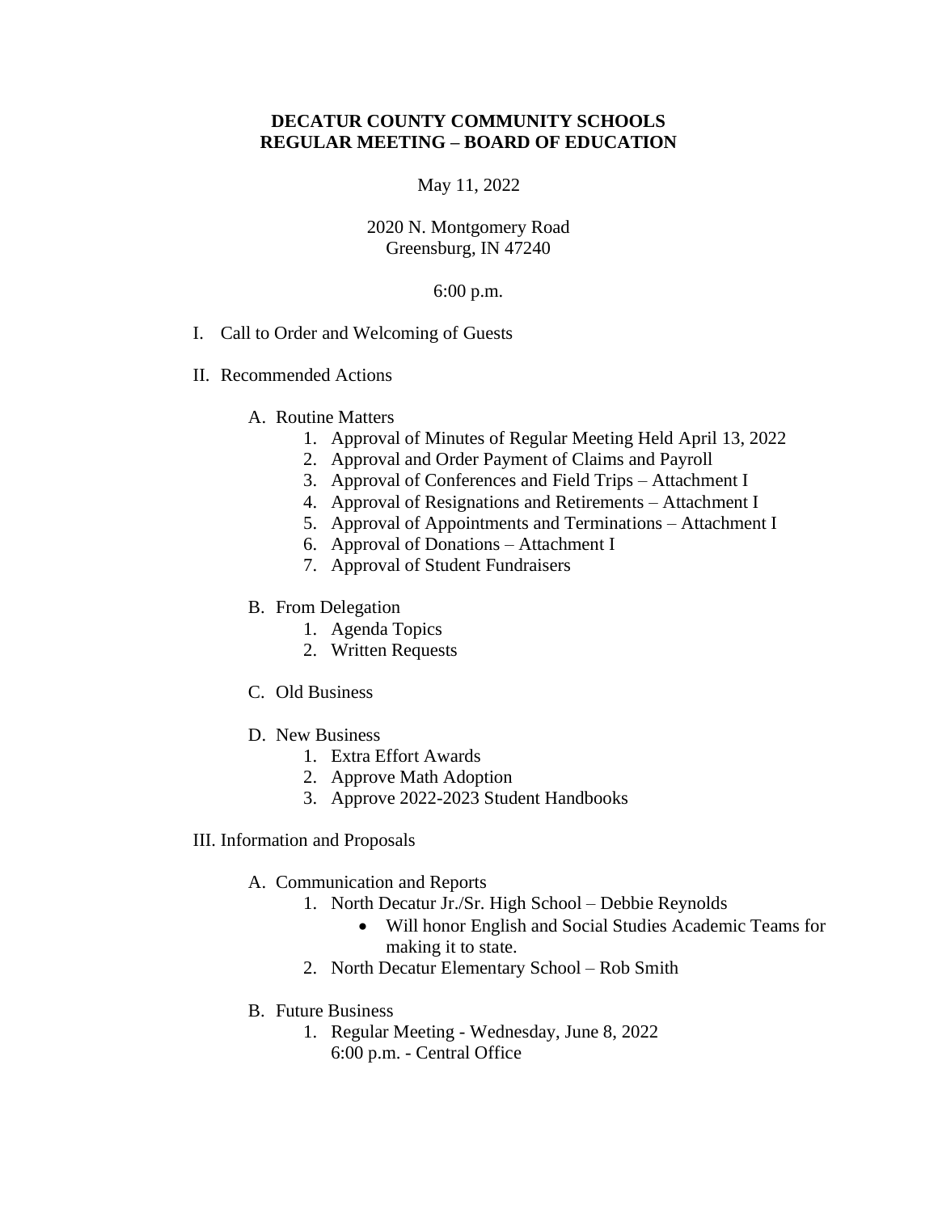# DECATUR COUNTY COMMUNITY SCHOOLS
# REGULAR MEETING – BOARD OF EDUCATION

May 11, 2022

2020 N. Montgomery Road
Greensburg, IN 47240

6:00 p.m.

I. Call to Order and Welcoming of Guests

II. Recommended Actions

   A. Routine Matters
      1. Approval of Minutes of Regular Meeting Held April 13, 2022
      2. Approval and Order Payment of Claims and Payroll
      3. Approval of Conferences and Field Trips – Attachment I
      4. Approval of Resignations and Retirements – Attachment I
      5. Approval of Appointments and Terminations – Attachment I
      6. Approval of Donations – Attachment I
      7. Approval of Student Fundraisers

   B. From Delegation
      1. Agenda Topics
      2. Written Requests

   C. Old Business

   D. New Business
      1. Extra Effort Awards
      2. Approve Math Adoption
      3. Approve 2022-2023 Student Handbooks

III. Information and Proposals

   A. Communication and Reports
      1. North Decatur Jr./Sr. High School – Debbie Reynolds
         - Will honor English and Social Studies Academic Teams for making it to state.
      2. North Decatur Elementary School – Rob Smith

   B. Future Business
      1. Regular Meeting - Wednesday, June 8, 2022
         6:00 p.m. - Central Office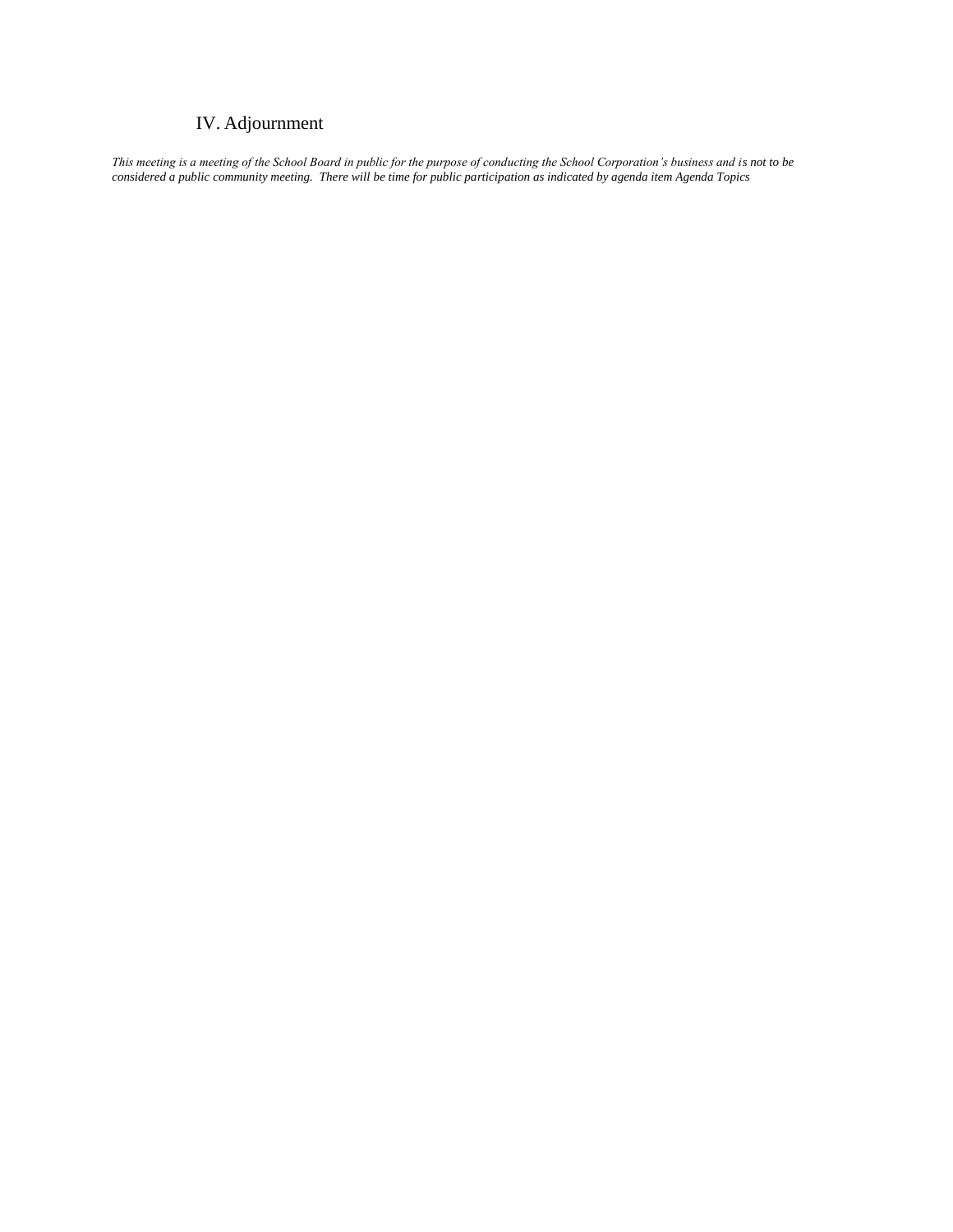IV. Adjournment

*This meeting is a meeting of the School Board in public for the purpose of conducting the School Corporation's business and is not to be considered a public community meeting. There will be time for public participation as indicated by agenda item Agenda Topics*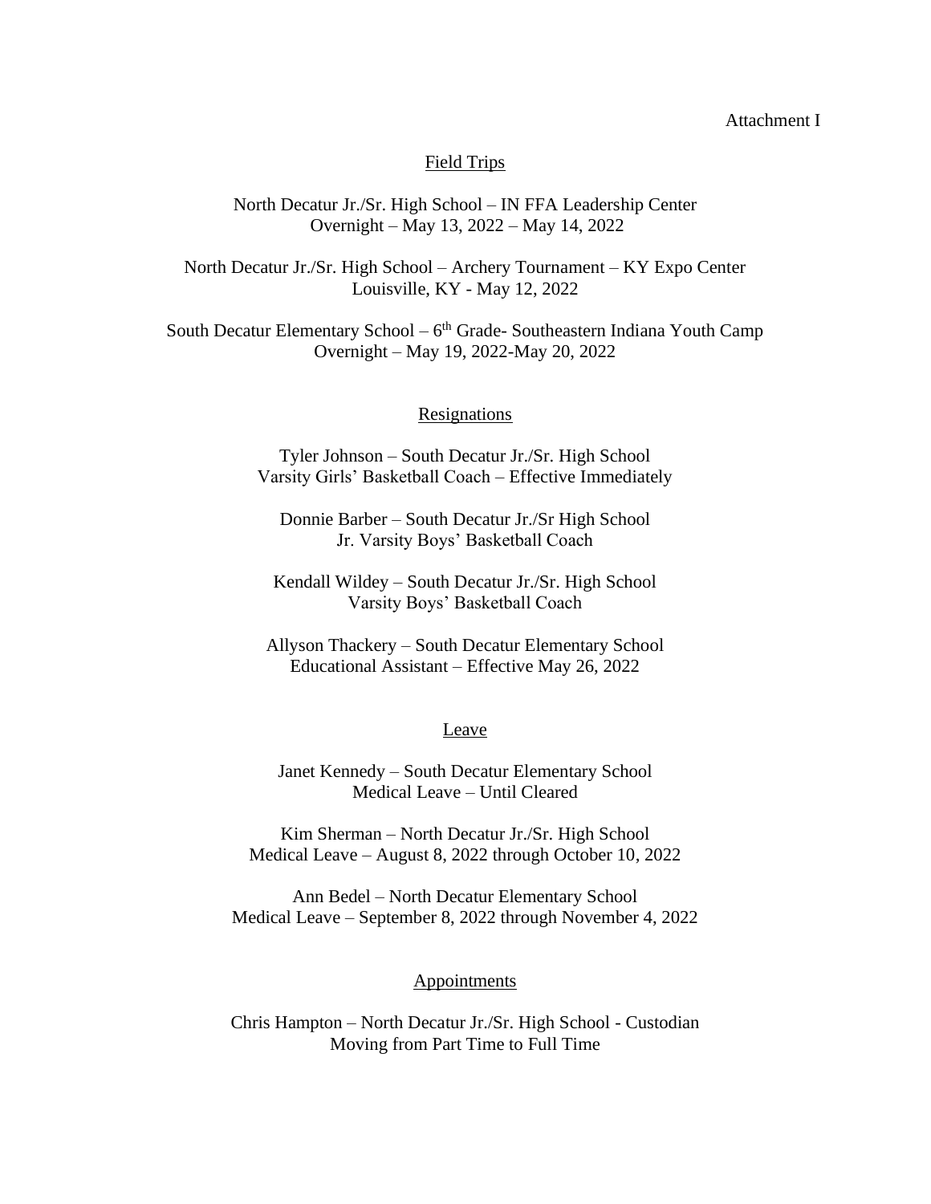Attachment I

## Field Trips

North Decatur Jr./Sr. High School – IN FFA Leadership Center
Overnight – May 13, 2022 – May 14, 2022

North Decatur Jr./Sr. High School – Archery Tournament – KY Expo Center
Louisville, KY - May 12, 2022

South Decatur Elementary School – 6th Grade- Southeastern Indiana Youth Camp
Overnight – May 19, 2022-May 20, 2022

## Resignations

Tyler Johnson – South Decatur Jr./Sr. High School
Varsity Girls' Basketball Coach – Effective Immediately

Donnie Barber – South Decatur Jr./Sr High School
Jr. Varsity Boys' Basketball Coach

Kendall Wildey – South Decatur Jr./Sr. High School
Varsity Boys' Basketball Coach

Allyson Thackery – South Decatur Elementary School
Educational Assistant – Effective May 26, 2022

## Leave

Janet Kennedy – South Decatur Elementary School
Medical Leave – Until Cleared

Kim Sherman – North Decatur Jr./Sr. High School
Medical Leave – August 8, 2022 through October 10, 2022

Ann Bedel – North Decatur Elementary School
Medical Leave – September 8, 2022 through November 4, 2022

## Appointments

Chris Hampton – North Decatur Jr./Sr. High School - Custodian
Moving from Part Time to Full Time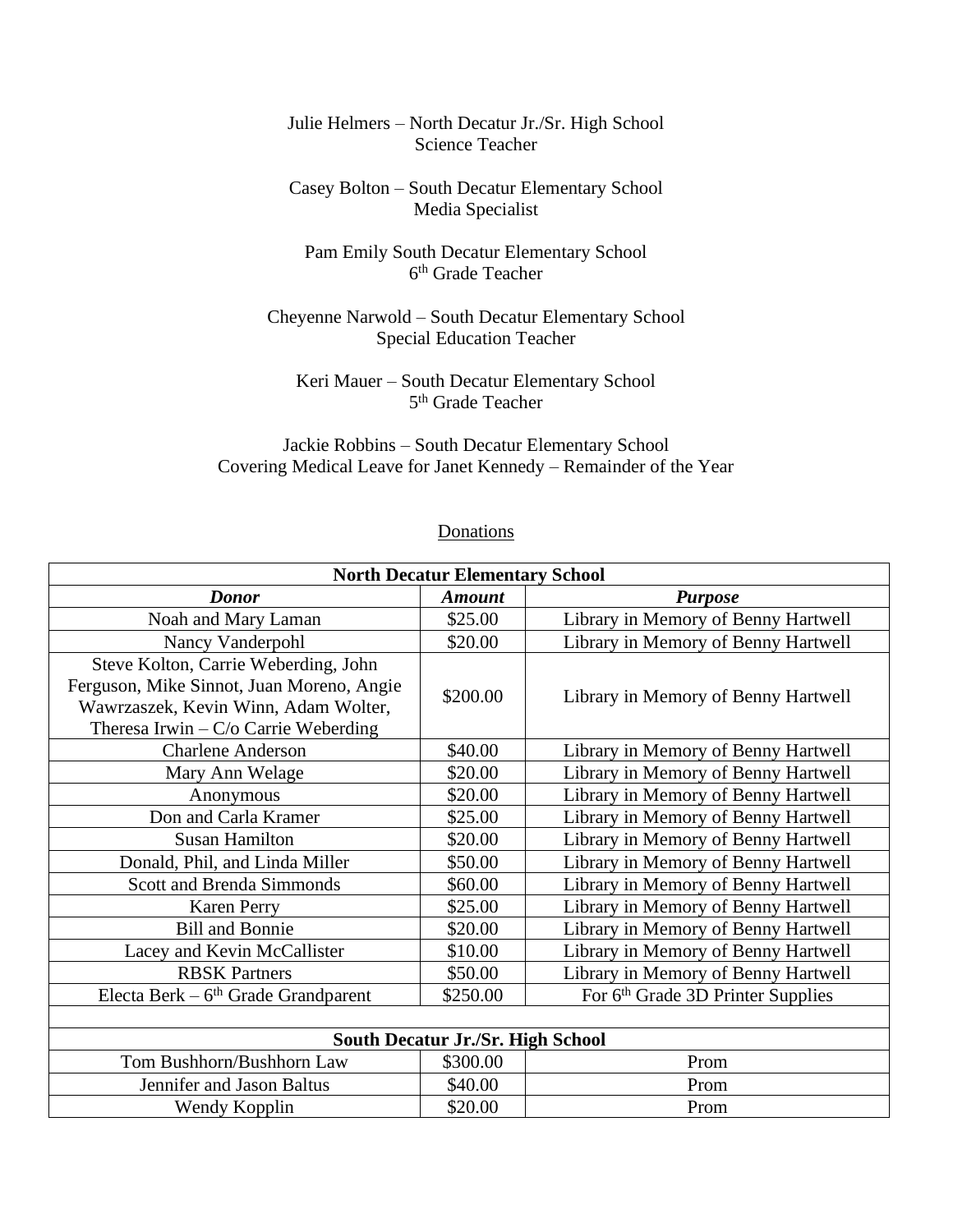Julie Helmers – North Decatur Jr./Sr. High School
Science Teacher

Casey Bolton – South Decatur Elementary School
Media Specialist

Pam Emily South Decatur Elementary School
6th Grade Teacher

Cheyenne Narwold – South Decatur Elementary School
Special Education Teacher

Keri Mauer – South Decatur Elementary School
5th Grade Teacher

Jackie Robbins – South Decatur Elementary School
Covering Medical Leave for Janet Kennedy – Remainder of the Year

Donations

| **North Decatur Elementary School** | | |
|---|---|---|
| ***Donor*** | ***Amount*** | ***Purpose*** |
| Noah and Mary Laman | $25.00 | Library in Memory of Benny Hartwell |
| Nancy Vanderpohl | $20.00 | Library in Memory of Benny Hartwell |
| Steve Kolton, Carrie Weberding, John Ferguson, Mike Sinnot, Juan Moreno, Angie Wawrzaszek, Kevin Winn, Adam Wolter, Theresa Irwin – C/o Carrie Weberding | $200.00 | Library in Memory of Benny Hartwell |
| Charlene Anderson | $40.00 | Library in Memory of Benny Hartwell |
| Mary Ann Welage | $20.00 | Library in Memory of Benny Hartwell |
| Anonymous | $20.00 | Library in Memory of Benny Hartwell |
| Don and Carla Kramer | $25.00 | Library in Memory of Benny Hartwell |
| Susan Hamilton | $20.00 | Library in Memory of Benny Hartwell |
| Donald, Phil, and Linda Miller | $50.00 | Library in Memory of Benny Hartwell |
| Scott and Brenda Simmonds | $60.00 | Library in Memory of Benny Hartwell |
| Karen Perry | $25.00 | Library in Memory of Benny Hartwell |
| Bill and Bonnie | $20.00 | Library in Memory of Benny Hartwell |
| Lacey and Kevin McCallister | $10.00 | Library in Memory of Benny Hartwell |
| RBSK Partners | $50.00 | Library in Memory of Benny Hartwell |
| Electa Berk – 6th Grade Grandparent | $250.00 | For 6th Grade 3D Printer Supplies |
| | | |
| **South Decatur Jr./Sr. High School** | | |
| Tom Bushhorn/Bushhorn Law | $300.00 | Prom |
| Jennifer and Jason Baltus | $40.00 | Prom |
| Wendy Kopplin | $20.00 | Prom |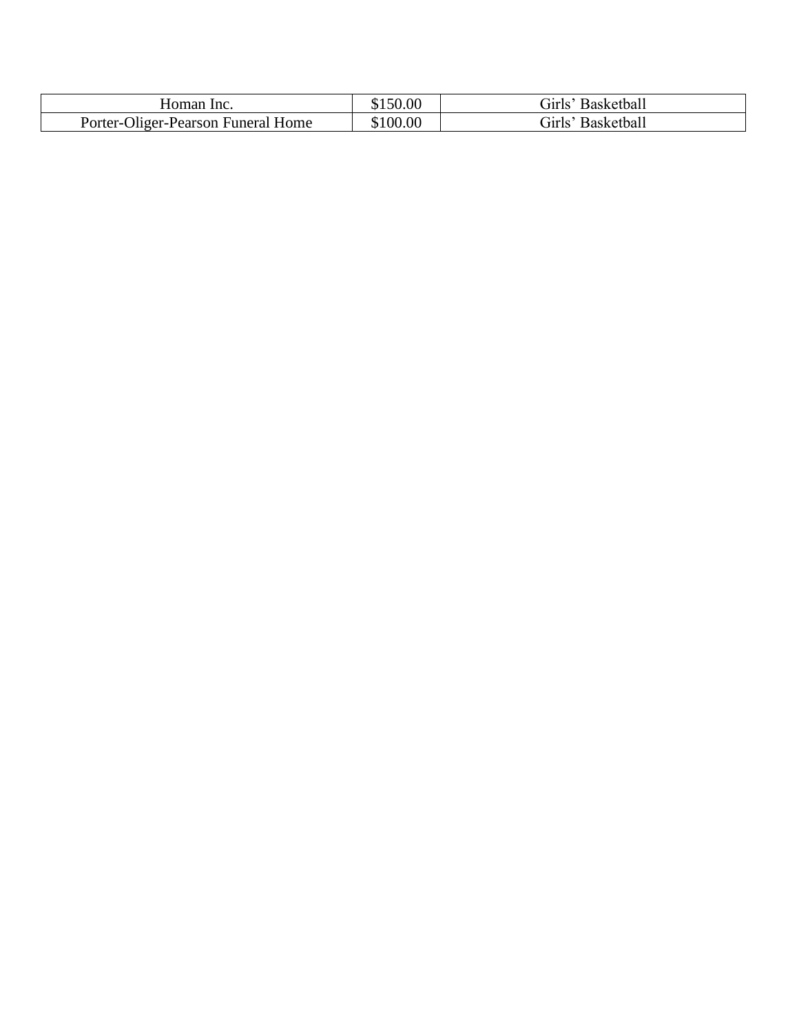| | | |
|---|---|---|
| Homan Inc. | $150.00 | Girls’ Basketball |
| Porter-Oliger-Pearson Funeral Home | $100.00 | Girls’ Basketball |